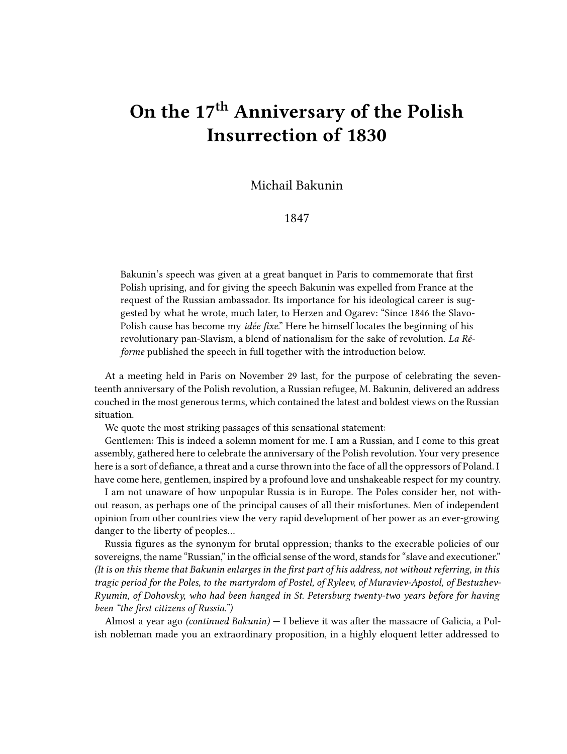# On the 17th Anniversary of the Polish Insurrection of 1830

Michail Bakunin

1847

> Bakunin's speech was given at a great banquet in Paris to commemorate that first Polish uprising, and for giving the speech Bakunin was expelled from France at the request of the Russian ambassador. Its importance for his ideological career is suggested by what he wrote, much later, to Herzen and Ogarev: "Since 1846 the Slavo-Polish cause has become my *idée fixe*." Here he himself locates the beginning of his revolutionary pan-Slavism, a blend of nationalism for the sake of revolution. *La Réforme* published the speech in full together with the introduction below.

At a meeting held in Paris on November 29 last, for the purpose of celebrating the seventeenth anniversary of the Polish revolution, a Russian refugee, M. Bakunin, delivered an address couched in the most generous terms, which contained the latest and boldest views on the Russian situation.

We quote the most striking passages of this sensational statement:

Gentlemen: This is indeed a solemn moment for me. I am a Russian, and I come to this great assembly, gathered here to celebrate the anniversary of the Polish revolution. Your very presence here is a sort of defiance, a threat and a curse thrown into the face of all the oppressors of Poland. I have come here, gentlemen, inspired by a profound love and unshakeable respect for my country.

I am not unaware of how unpopular Russia is in Europe. The Poles consider her, not without reason, as perhaps one of the principal causes of all their misfortunes. Men of independent opinion from other countries view the very rapid development of her power as an ever-growing danger to the liberty of peoples…

Russia figures as the synonym for brutal oppression; thanks to the execrable policies of our sovereigns, the name "Russian," in the official sense of the word, stands for "slave and executioner." *(It is on this theme that Bakunin enlarges in the first part of his address, not without referring, in this tragic period for the Poles, to the martyrdom of Postel, of Ryleev, of Muraviev-Apostol, of Bestuzhev-Ryumin, of Dohovsky, who had been hanged in St. Petersburg twenty-two years before for having been "the first citizens of Russia.")*

Almost a year ago *(continued Bakunin)* — I believe it was after the massacre of Galicia, a Polish nobleman made you an extraordinary proposition, in a highly eloquent letter addressed to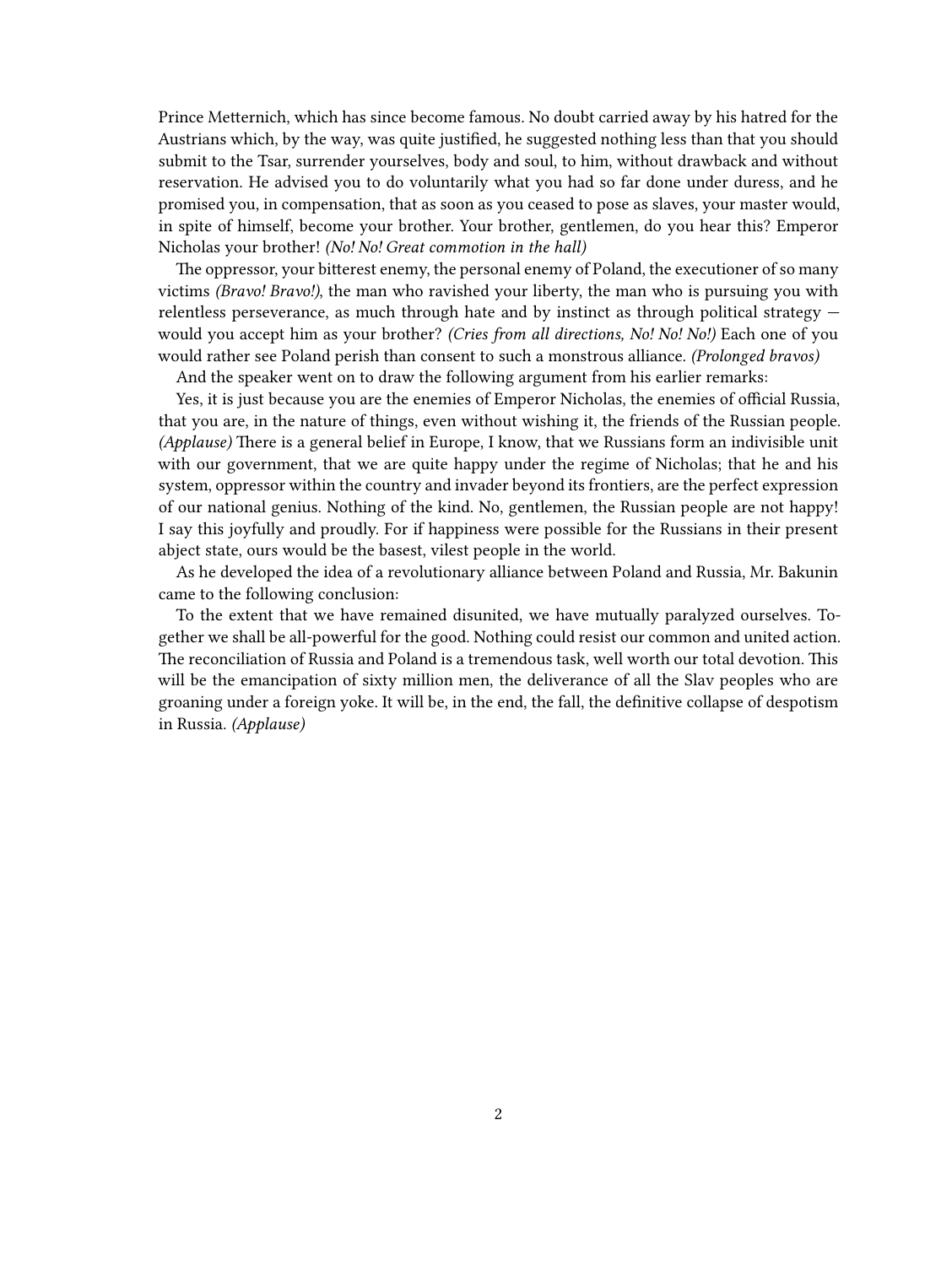Prince Metternich, which has since become famous. No doubt carried away by his hatred for the Austrians which, by the way, was quite justified, he suggested nothing less than that you should submit to the Tsar, surrender yourselves, body and soul, to him, without drawback and without reservation. He advised you to do voluntarily what you had so far done under duress, and he promised you, in compensation, that as soon as you ceased to pose as slaves, your master would, in spite of himself, become your brother. Your brother, gentlemen, do you hear this? Emperor Nicholas your brother! *(No! No! Great commotion in the hall)*

The oppressor, your bitterest enemy, the personal enemy of Poland, the executioner of so many victims *(Bravo! Bravo!)*, the man who ravished your liberty, the man who is pursuing you with relentless perseverance, as much through hate and by instinct as through political strategy — would you accept him as your brother? *(Cries from all directions, No! No! No!)* Each one of you would rather see Poland perish than consent to such a monstrous alliance. *(Prolonged bravos)*

And the speaker went on to draw the following argument from his earlier remarks:

Yes, it is just because you are the enemies of Emperor Nicholas, the enemies of official Russia, that you are, in the nature of things, even without wishing it, the friends of the Russian people. *(Applause)* There is a general belief in Europe, I know, that we Russians form an indivisible unit with our government, that we are quite happy under the regime of Nicholas; that he and his system, oppressor within the country and invader beyond its frontiers, are the perfect expression of our national genius. Nothing of the kind. No, gentlemen, the Russian people are not happy! I say this joyfully and proudly. For if happiness were possible for the Russians in their present abject state, ours would be the basest, vilest people in the world.

As he developed the idea of a revolutionary alliance between Poland and Russia, Mr. Bakunin came to the following conclusion:

To the extent that we have remained disunited, we have mutually paralyzed ourselves. Together we shall be all-powerful for the good. Nothing could resist our common and united action. The reconciliation of Russia and Poland is a tremendous task, well worth our total devotion. This will be the emancipation of sixty million men, the deliverance of all the Slav peoples who are groaning under a foreign yoke. It will be, in the end, the fall, the definitive collapse of despotism in Russia. *(Applause)*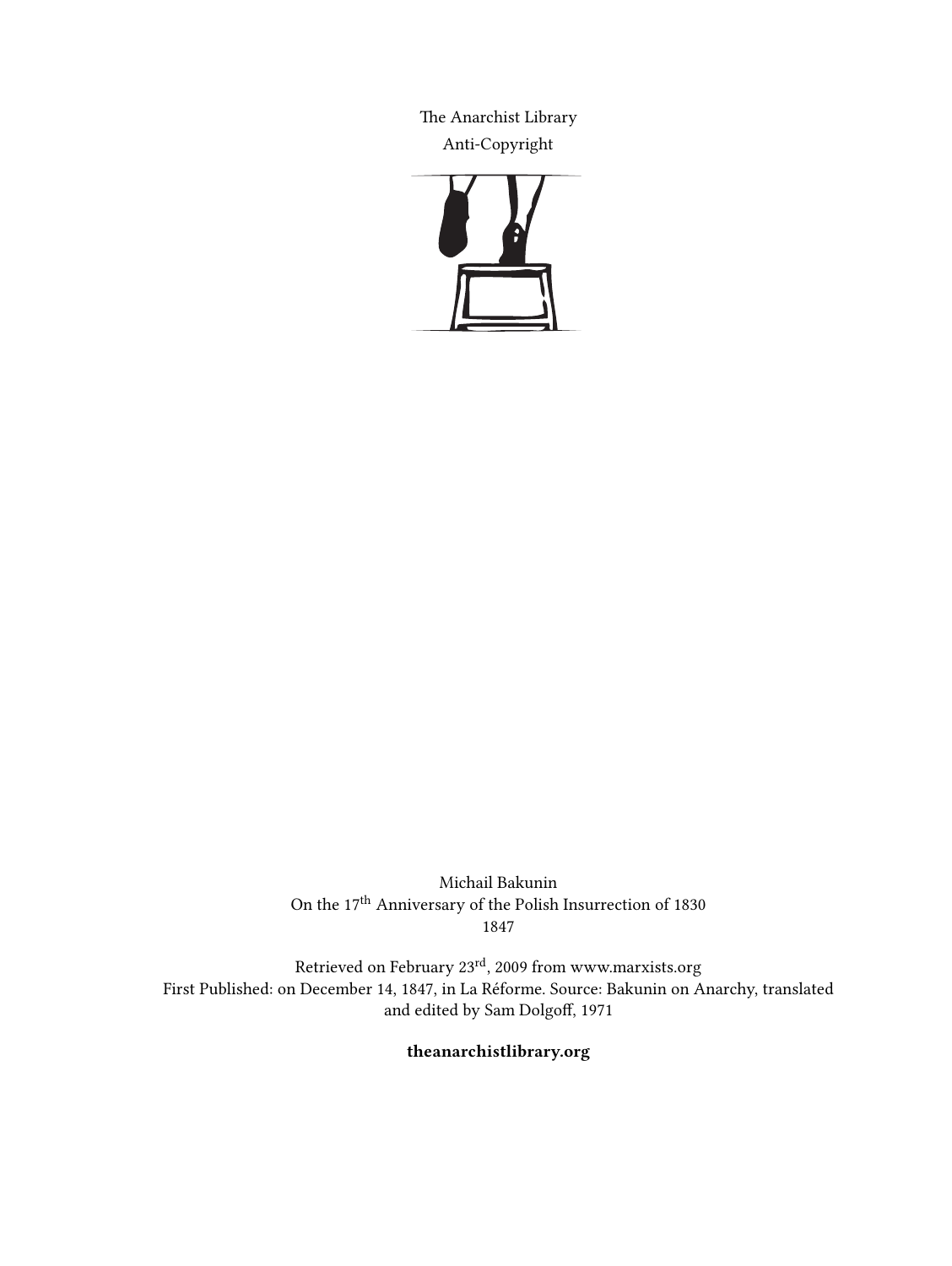The Anarchist Library
Anti-Copyright

Michail Bakunin
On the 17th Anniversary of the Polish Insurrection of 1830
1847

Retrieved on February 23rd, 2009 from www.marxists.org
First Published: on December 14, 1847, in La Réforme. Source: Bakunin on Anarchy, translated and edited by Sam Dolgoff, 1971

**theanarchistlibrary.org**